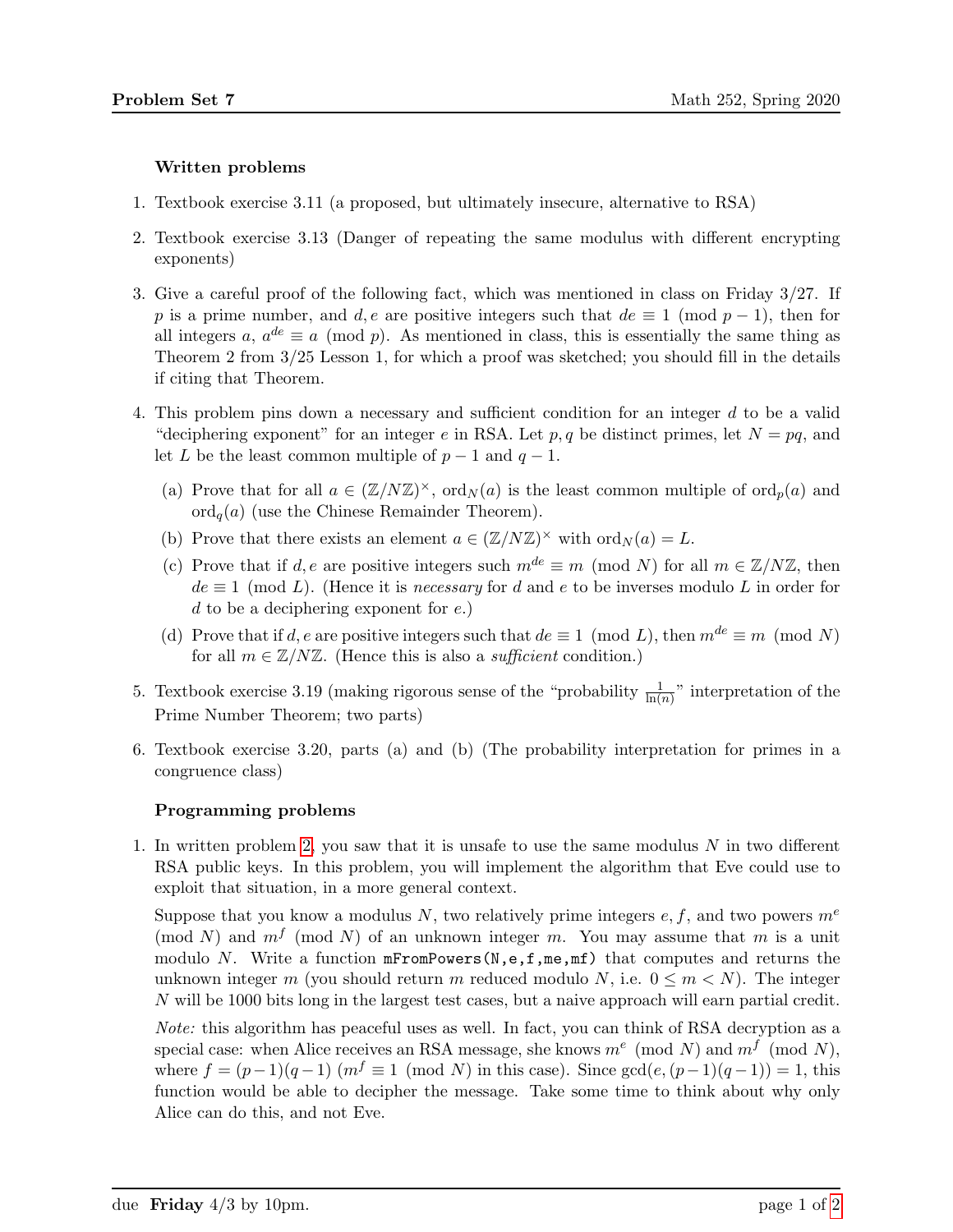### Written problems

1. Textbook exercise 3.11 (a proposed, but ultimately insecure, alternative to RSA)

2. Textbook exercise 3.13 (Danger of repeating the same modulus with different encrypting exponents)

3. Give a careful proof of the following fact, which was mentioned in class on Friday 3/27. If $p$ is a prime number, and $d, e$ are positive integers such that $de \equiv 1 \pmod{p-1}$, then for all integers $a$, $a^{de} \equiv a \pmod p$. As mentioned in class, this is essentially the same thing as Theorem 2 from 3/25 Lesson 1, for which a proof was sketched; you should fill in the details if citing that Theorem.

4. This problem pins down a necessary and sufficient condition for an integer $d$ to be a valid "deciphering exponent" for an integer $e$ in RSA. Let $p, q$ be distinct primes, let $N = pq$, and let $L$ be the least common multiple of $p-1$ and $q-1$.

   (a) Prove that for all $a \in (\mathbb{Z}/N\mathbb{Z})^\times$, $\mathrm{ord}_N(a)$ is the least common multiple of $\mathrm{ord}_p(a)$ and $\mathrm{ord}_q(a)$ (use the Chinese Remainder Theorem).

   (b) Prove that there exists an element $a \in (\mathbb{Z}/N\mathbb{Z})^\times$ with $\mathrm{ord}_N(a) = L$.

   (c) Prove that if $d, e$ are positive integers such $m^{de} \equiv m \pmod N$ for all $m \in \mathbb{Z}/N\mathbb{Z}$, then $de \equiv 1 \pmod L$. (Hence it is *necessary* for $d$ and $e$ to be inverses modulo $L$ in order for $d$ to be a deciphering exponent for $e$.)

   (d) Prove that if $d, e$ are positive integers such that $de \equiv 1 \pmod L$, then $m^{de} \equiv m \pmod N$ for all $m \in \mathbb{Z}/N\mathbb{Z}$. (Hence this is also a *sufficient* condition.)

5. Textbook exercise 3.19 (making rigorous sense of the "probability $\frac{1}{\ln(n)}$" interpretation of the Prime Number Theorem; two parts)

6. Textbook exercise 3.20, parts (a) and (b) (The probability interpretation for primes in a congruence class)

### Programming problems

1. In written problem 2, you saw that it is unsafe to use the same modulus $N$ in two different RSA public keys. In this problem, you will implement the algorithm that Eve could use to exploit that situation, in a more general context.

   Suppose that you know a modulus $N$, two relatively prime integers $e, f$, and two powers $m^e \pmod N$ and $m^f \pmod N$ of an unknown integer $m$. You may assume that $m$ is a unit modulo $N$. Write a function `mFromPowers(N,e,f,me,mf)` that computes and returns the unknown integer $m$ (you should return $m$ reduced modulo $N$, i.e. $0 \le m < N$). The integer $N$ will be 1000 bits long in the largest test cases, but a naive approach will earn partial credit.

   *Note:* this algorithm has peaceful uses as well. In fact, you can think of RSA decryption as a special case: when Alice receives an RSA message, she knows $m^e \pmod N$ and $m^f \pmod N$, where $f = (p-1)(q-1)$ ($m^f \equiv 1 \pmod N$ in this case). Since $\gcd(e, (p-1)(q-1)) = 1$, this function would be able to decipher the message. Take some time to think about why only Alice can do this, and not Eve.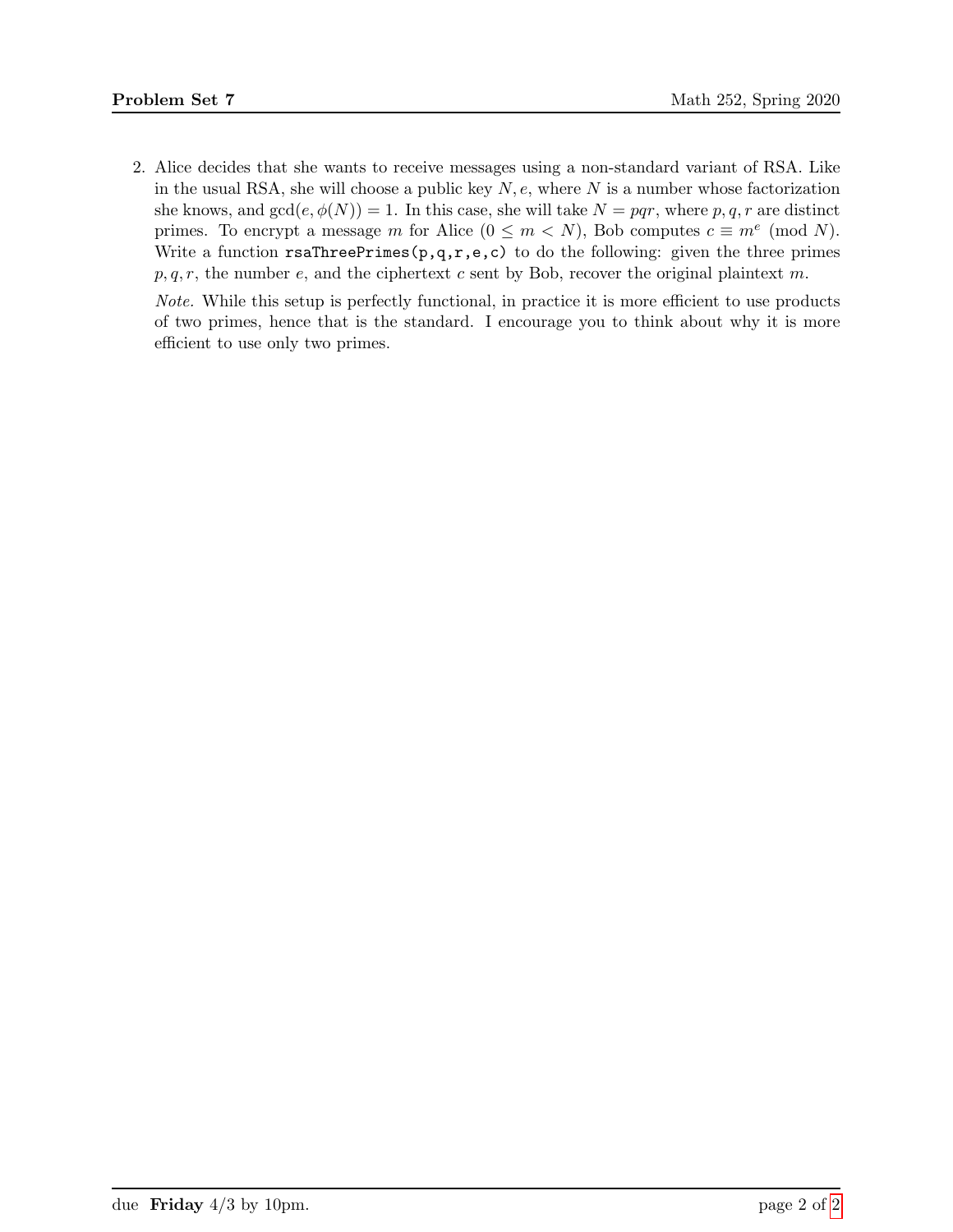2. Alice decides that she wants to receive messages using a non-standard variant of RSA. Like in the usual RSA, she will choose a public key $N, e$, where $N$ is a number whose factorization she knows, and $\gcd(e, \phi(N)) = 1$. In this case, she will take $N = pqr$, where $p, q, r$ are distinct primes. To encrypt a message $m$ for Alice ($0 \leq m < N$), Bob computes $c \equiv m^e \pmod{N}$. Write a function `rsaThreePrimes(p,q,r,e,c)` to do the following: given the three primes $p, q, r$, the number $e$, and the ciphertext $c$ sent by Bob, recover the original plaintext $m$.

   *Note.* While this setup is perfectly functional, in practice it is more efficient to use products of two primes, hence that is the standard. I encourage you to think about why it is more efficient to use only two primes.